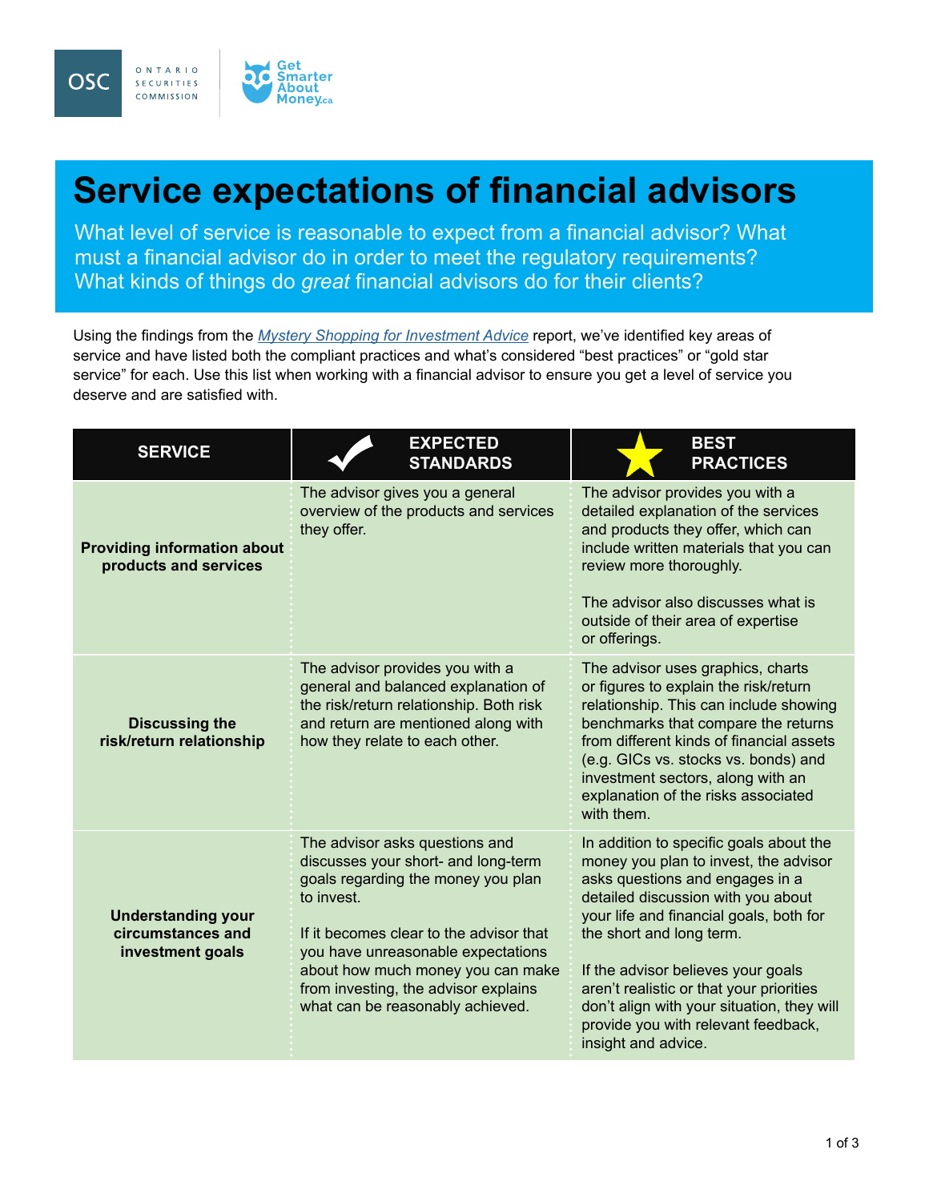# Service expectations of financial advisors

What level of service is reasonable to expect from a financial advisor? What must a financial advisor do in order to meet the regulatory requirements? What kinds of things do *great* financial advisors do for their clients?

Using the findings from the *Mystery Shopping for Investment Advice* report, we've identified key areas of service and have listed both the compliant practices and what's considered "best practices" or "gold star service" for each. Use this list when working with a financial advisor to ensure you get a level of service you deserve and are satisfied with.

| SERVICE | EXPECTED STANDARDS | BEST PRACTICES |
|---|---|---|
| **Providing information about products and services** | The advisor gives you a general overview of the products and services they offer. | The advisor provides you with a detailed explanation of the services and products they offer, which can include written materials that you can review more thoroughly.<br><br>The advisor also discusses what is outside of their area of expertise or offerings. |
| **Discussing the risk/return relationship** | The advisor provides you with a general and balanced explanation of the risk/return relationship. Both risk and return are mentioned along with how they relate to each other. | The advisor uses graphics, charts or figures to explain the risk/return relationship. This can include showing benchmarks that compare the returns from different kinds of financial assets (e.g. GICs vs. stocks vs. bonds) and investment sectors, along with an explanation of the risks associated with them. |
| **Understanding your circumstances and investment goals** | The advisor asks questions and discusses your short- and long-term goals regarding the money you plan to invest.<br><br>If it becomes clear to the advisor that you have unreasonable expectations about how much money you can make from investing, the advisor explains what can be reasonably achieved. | In addition to specific goals about the money you plan to invest, the advisor asks questions and engages in a detailed discussion with you about your life and financial goals, both for the short and long term.<br><br>If the advisor believes your goals aren't realistic or that your priorities don't align with your situation, they will provide you with relevant feedback, insight and advice. |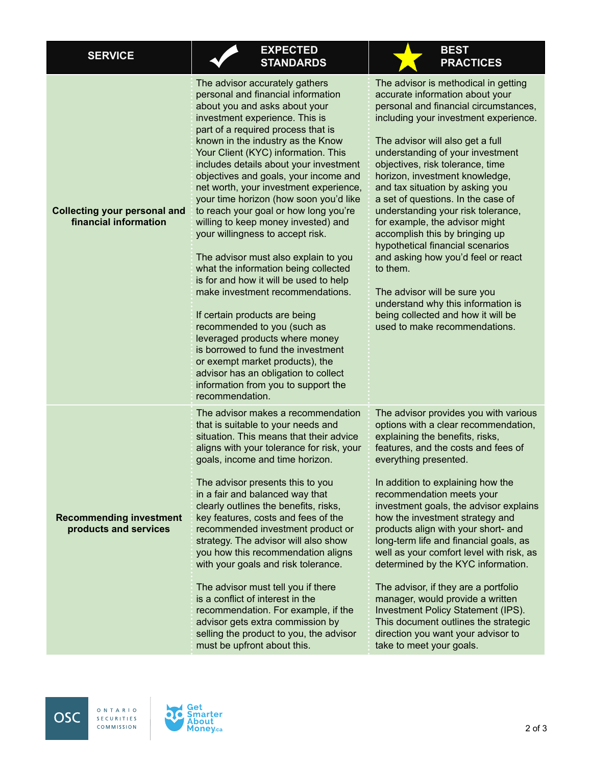| SERVICE | EXPECTED STANDARDS | BEST PRACTICES |
|---|---|---|
| **Collecting your personal and financial information** | The advisor accurately gathers personal and financial information about you and asks about your investment experience. This is part of a required process that is known in the industry as the Know Your Client (KYC) information. This includes details about your investment objectives and goals, your income and net worth, your investment experience, your time horizon (how soon you'd like to reach your goal or how long you're willing to keep money invested) and your willingness to accept risk.<br><br>The advisor must also explain to you what the information being collected is for and how it will be used to help make investment recommendations.<br><br>If certain products are being recommended to you (such as leveraged products where money is borrowed to fund the investment or exempt market products), the advisor has an obligation to collect information from you to support the recommendation. | The advisor is methodical in getting accurate information about your personal and financial circumstances, including your investment experience.<br><br>The advisor will also get a full understanding of your investment objectives, risk tolerance, time horizon, investment knowledge, and tax situation by asking you a set of questions. In the case of understanding your risk tolerance, for example, the advisor might accomplish this by bringing up hypothetical financial scenarios and asking how you'd feel or react to them.<br><br>The advisor will be sure you understand why this information is being collected and how it will be used to make recommendations. |
| **Recommending investment products and services** | The advisor makes a recommendation that is suitable to your needs and situation. This means that their advice aligns with your tolerance for risk, your goals, income and time horizon.<br><br>The advisor presents this to you in a fair and balanced way that clearly outlines the benefits, risks, key features, costs and fees of the recommended investment product or strategy. The advisor will also show you how this recommendation aligns with your goals and risk tolerance.<br><br>The advisor must tell you if there is a conflict of interest in the recommendation. For example, if the advisor gets extra commission by selling the product to you, the advisor must be upfront about this. | The advisor provides you with various options with a clear recommendation, explaining the benefits, risks, features, and the costs and fees of everything presented.<br><br>In addition to explaining how the recommendation meets your investment goals, the advisor explains how the investment strategy and products align with your short- and long-term life and financial goals, as well as your comfort level with risk, as determined by the KYC information.<br><br>The advisor, if they are a portfolio manager, would provide a written Investment Policy Statement (IPS). This document outlines the strategic direction you want your advisor to take to meet your goals. |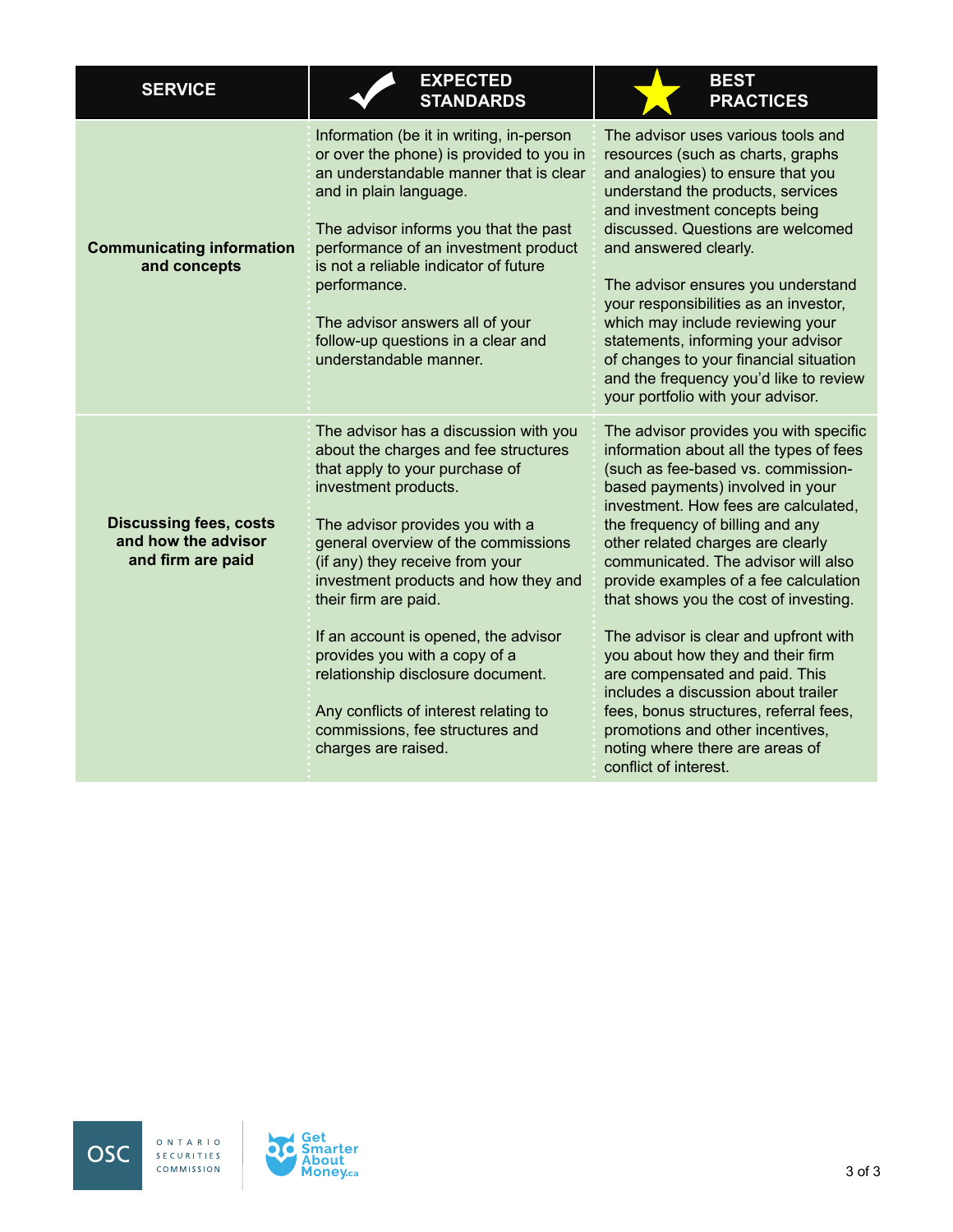| SERVICE | EXPECTED STANDARDS | BEST PRACTICES |
|---|---|---|
| **Communicating information and concepts** | Information (be it in writing, in-person or over the phone) is provided to you in an understandable manner that is clear and in plain language.<br><br>The advisor informs you that the past performance of an investment product is not a reliable indicator of future performance.<br><br>The advisor answers all of your follow-up questions in a clear and understandable manner. | The advisor uses various tools and resources (such as charts, graphs and analogies) to ensure that you understand the products, services and investment concepts being discussed. Questions are welcomed and answered clearly.<br><br>The advisor ensures you understand your responsibilities as an investor, which may include reviewing your statements, informing your advisor of changes to your financial situation and the frequency you'd like to review your portfolio with your advisor. |
| **Discussing fees, costs and how the advisor and firm are paid** | The advisor has a discussion with you about the charges and fee structures that apply to your purchase of investment products.<br><br>The advisor provides you with a general overview of the commissions (if any) they receive from your investment products and how they and their firm are paid.<br><br>If an account is opened, the advisor provides you with a copy of a relationship disclosure document.<br><br>Any conflicts of interest relating to commissions, fee structures and charges are raised. | The advisor provides you with specific information about all the types of fees (such as fee-based vs. commission-based payments) involved in your investment. How fees are calculated, the frequency of billing and any other related charges are clearly communicated. The advisor will also provide examples of a fee calculation that shows you the cost of investing.<br><br>The advisor is clear and upfront with you about how they and their firm are compensated and paid. This includes a discussion about trailer fees, bonus structures, referral fees, promotions and other incentives, noting where there are areas of conflict of interest. |

OSC ONTARIO SECURITIES COMMISSION

Get Smarter About Money.ca